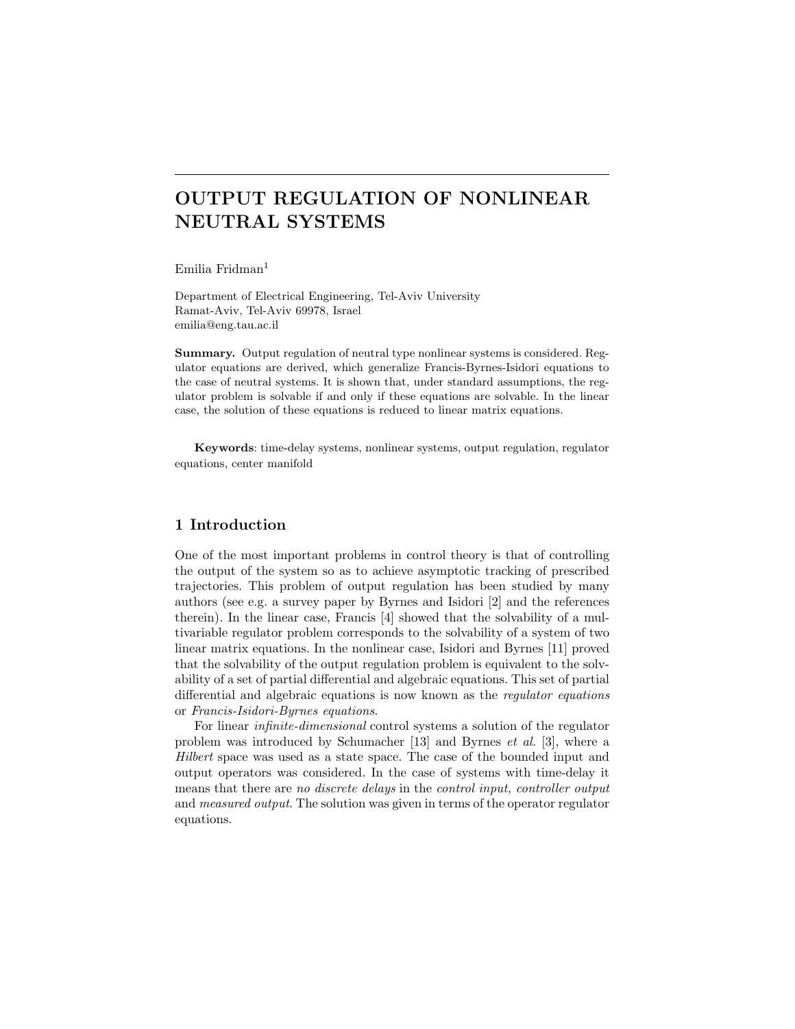# OUTPUT REGULATION OF NONLINEAR NEUTRAL SYSTEMS

Emilia Fridman[1]

Department of Electrical Engineering, Tel-Aviv University
Ramat-Aviv, Tel-Aviv 69978, Israel
emilia@eng.tau.ac.il

**Summary.** Output regulation of neutral type nonlinear systems is considered. Regulator equations are derived, which generalize Francis-Byrnes-Isidori equations to the case of neutral systems. It is shown that, under standard assumptions, the regulator problem is solvable if and only if these equations are solvable. In the linear case, the solution of these equations is reduced to linear matrix equations.

**Keywords**: time-delay systems, nonlinear systems, output regulation, regulator equations, center manifold

## 1 Introduction

One of the most important problems in control theory is that of controlling the output of the system so as to achieve asymptotic tracking of prescribed trajectories. This problem of output regulation has been studied by many authors (see e.g. a survey paper by Byrnes and Isidori [2] and the references therein). In the linear case, Francis [4] showed that the solvability of a multivariable regulator problem corresponds to the solvability of a system of two linear matrix equations. In the nonlinear case, Isidori and Byrnes [11] proved that the solvability of the output regulation problem is equivalent to the solvability of a set of partial differential and algebraic equations. This set of partial differential and algebraic equations is now known as the *regulator equations* or *Francis-Isidori-Byrnes equations*.

For linear *infinite-dimensional* control systems a solution of the regulator problem was introduced by Schumacher [13] and Byrnes *et al.* [3], where a *Hilbert* space was used as a state space. The case of the bounded input and output operators was considered. In the case of systems with time-delay it means that there are *no discrete delays* in the *control input, controller output* and *measured output*. The solution was given in terms of the operator regulator equations.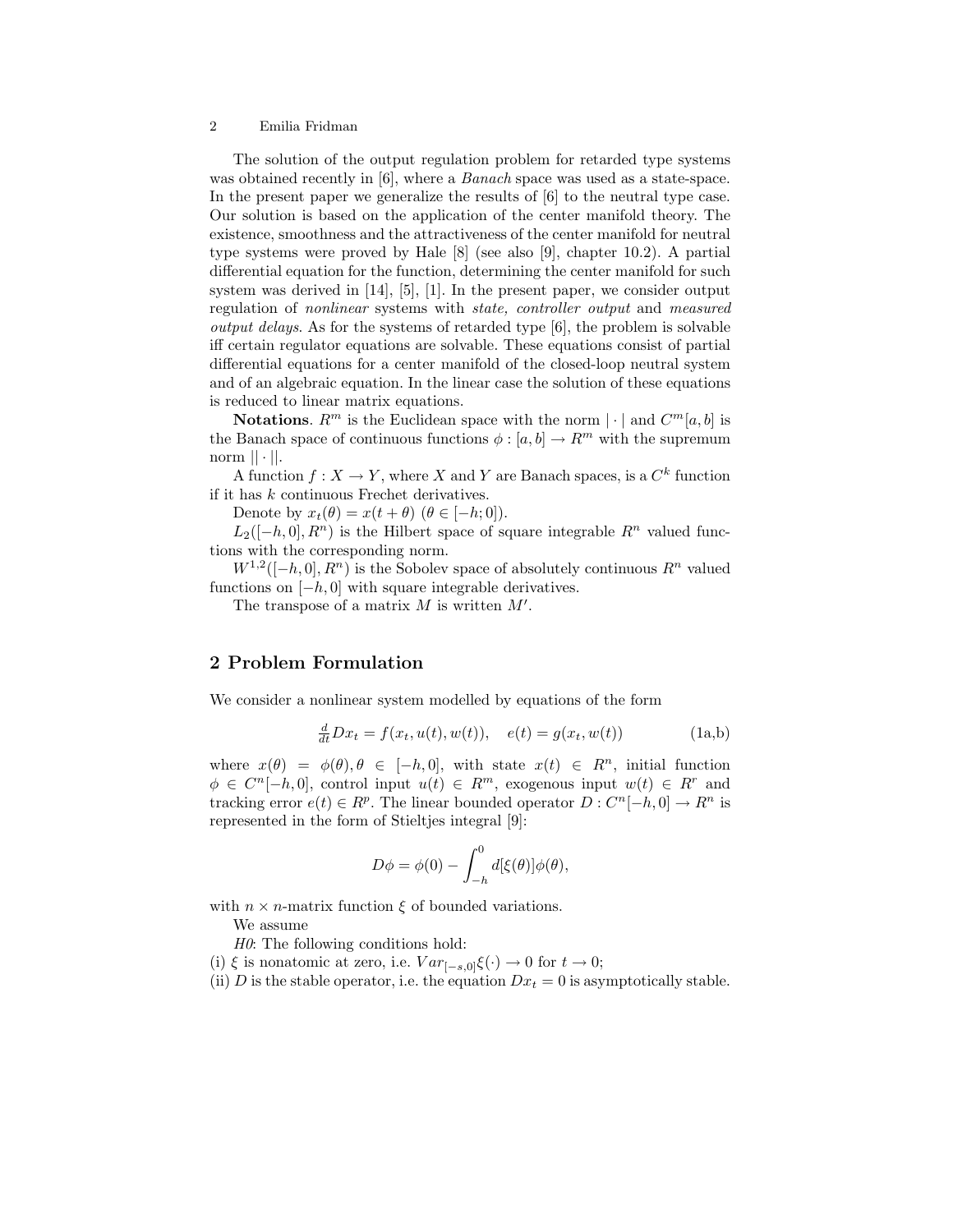The solution of the output regulation problem for retarded type systems was obtained recently in [6], where a *Banach* space was used as a state-space. In the present paper we generalize the results of [6] to the neutral type case. Our solution is based on the application of the center manifold theory. The existence, smoothness and the attractiveness of the center manifold for neutral type systems were proved by Hale [8] (see also [9], chapter 10.2). A partial differential equation for the function, determining the center manifold for such system was derived in [14], [5], [1]. In the present paper, we consider output regulation of *nonlinear* systems with *state, controller output* and *measured output delays*. As for the systems of retarded type [6], the problem is solvable iff certain regulator equations are solvable. These equations consist of partial differential equations for a center manifold of the closed-loop neutral system and of an algebraic equation. In the linear case the solution of these equations is reduced to linear matrix equations.

**Notations**. $R^m$ is the Euclidean space with the norm $|\cdot|$ and $C^m[a,b]$ is the Banach space of continuous functions $\phi : [a,b] \to R^m$ with the supremum norm $||\cdot||$.

A function $f : X \to Y$, where $X$ and $Y$ are Banach spaces, is a $C^k$ function if it has $k$ continuous Frechet derivatives.

Denote by $x_t(\theta) = x(t+\theta)$ $(\theta \in [-h;0])$.

$L_2([-h,0],R^n)$ is the Hilbert space of square integrable $R^n$ valued functions with the corresponding norm.

$W^{1,2}([-h,0],R^n)$ is the Sobolev space of absolutely continuous $R^n$ valued functions on $[-h,0]$ with square integrable derivatives.

The transpose of a matrix $M$ is written $M'$.

## 2 Problem Formulation

We consider a nonlinear system modelled by equations of the form

$$\tfrac{d}{dt}Dx_t = f(x_t, u(t), w(t)), \quad e(t) = g(x_t, w(t)) \tag{1a,b}$$

where $x(\theta) = \phi(\theta), \theta \in [-h,0]$, with state $x(t) \in R^n$, initial function $\phi \in C^n[-h,0]$, control input $u(t) \in R^m$, exogenous input $w(t) \in R^r$ and tracking error $e(t) \in R^p$. The linear bounded operator $D : C^n[-h,0] \to R^n$ is represented in the form of Stieltjes integral [9]:

$$D\phi = \phi(0) - \int_{-h}^{0} d[\xi(\theta)]\phi(\theta),$$

with $n \times n$-matrix function $\xi$ of bounded variations.

We assume

*H0*: The following conditions hold:

(i) $\xi$ is nonatomic at zero, i.e. $Var_{[-s,0]}\xi(\cdot) \to 0$ for $t \to 0$;

(ii) $D$ is the stable operator, i.e. the equation $Dx_t = 0$ is asymptotically stable.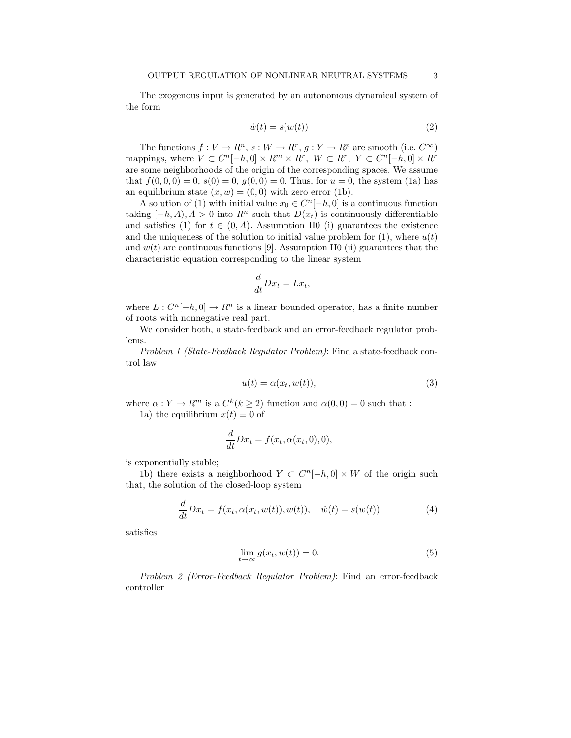The exogenous input is generated by an autonomous dynamical system of the form

$$\dot{w}(t) = s(w(t)) \tag{2}$$

The functions $f : V \to R^n$, $s : W \to R^r$, $g : Y \to R^p$ are smooth (i.e. $C^\infty$) mappings, where $V \subset C^n[-h, 0] \times R^m \times R^r$, $W \subset R^r$, $Y \subset C^n[-h, 0] \times R^r$ are some neighborhoods of the origin of the corresponding spaces. We assume that $f(0, 0, 0) = 0$, $s(0) = 0$, $g(0, 0) = 0$. Thus, for $u = 0$, the system (1a) has an equilibrium state $(x, w) = (0, 0)$ with zero error (1b).

A solution of (1) with initial value $x_0 \in C^n[-h, 0]$ is a continuous function taking $[-h, A), A > 0$ into $R^n$ such that $D(x_t)$ is continuously differentiable and satisfies (1) for $t \in (0, A)$. Assumption H0 (i) guarantees the existence and the uniqueness of the solution to initial value problem for (1), where $u(t)$ and $w(t)$ are continuous functions [9]. Assumption H0 (ii) guarantees that the characteristic equation corresponding to the linear system

$$\frac{d}{dt} D x_t = L x_t,$$

where $L : C^n[-h, 0] \to R^n$ is a linear bounded operator, has a finite number of roots with nonnegative real part.

We consider both, a state-feedback and an error-feedback regulator problems.

*Problem 1 (State-Feedback Regulator Problem)*: Find a state-feedback control law

$$u(t) = \alpha(x_t, w(t)), \tag{3}$$

where $\alpha : Y \to R^m$ is a $C^k (k \geq 2)$ function and $\alpha(0, 0) = 0$ such that :

1a) the equilibrium $x(t) \equiv 0$ of

$$\frac{d}{dt} D x_t = f(x_t, \alpha(x_t, 0), 0),$$

is exponentially stable;

1b) there exists a neighborhood $Y \subset C^n[-h, 0] \times W$ of the origin such that, the solution of the closed-loop system

$$\frac{d}{dt} D x_t = f(x_t, \alpha(x_t, w(t)), w(t)), \quad \dot{w}(t) = s(w(t)) \tag{4}$$

satisfies

$$\lim_{t \to \infty} g(x_t, w(t)) = 0. \tag{5}$$

*Problem 2 (Error-Feedback Regulator Problem)*: Find an error-feedback controller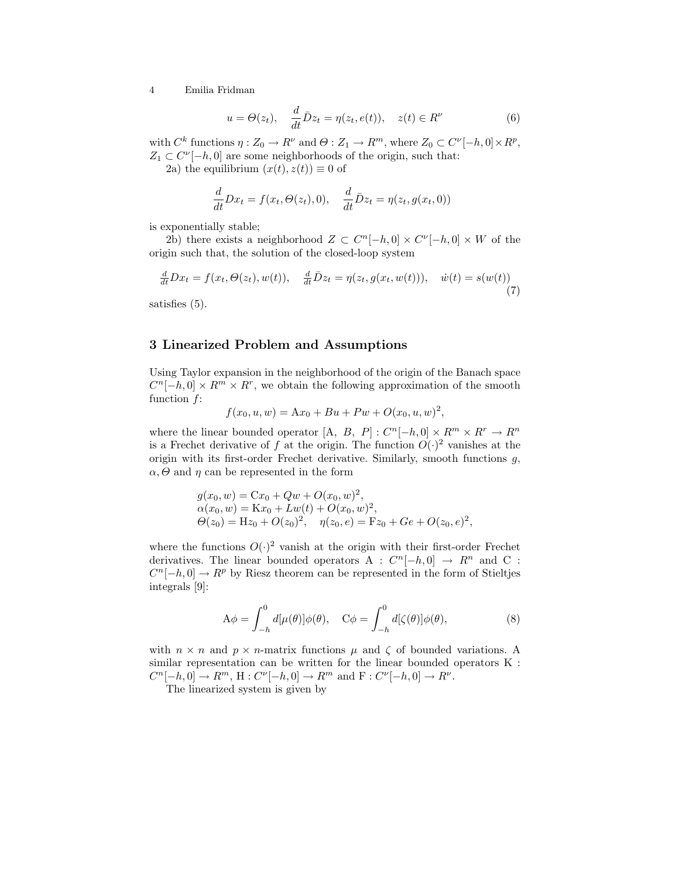$$u = \Theta(z_t), \quad \frac{d}{dt}\bar{D}z_t = \eta(z_t, e(t)), \quad z(t) \in R^\nu \tag{6}$$

with $C^k$ functions $\eta : Z_0 \to R^\nu$ and $\Theta : Z_1 \to R^m$, where $Z_0 \subset C^\nu[-h, 0] \times R^p$, $Z_1 \subset C^\nu[-h, 0]$ are some neighborhoods of the origin, such that:

2a) the equilibrium $(x(t), z(t)) \equiv 0$ of

$$\frac{d}{dt}Dx_t = f(x_t, \Theta(z_t), 0), \quad \frac{d}{dt}\bar{D}z_t = \eta(z_t, g(x_t, 0))$$

is exponentially stable;

2b) there exists a neighborhood $Z \subset C^n[-h, 0] \times C^\nu[-h, 0] \times W$ of the origin such that, the solution of the closed-loop system

$$\tfrac{d}{dt}Dx_t = f(x_t, \Theta(z_t), w(t)), \quad \tfrac{d}{dt}\bar{D}z_t = \eta(z_t, g(x_t, w(t))), \quad \dot{w}(t) = s(w(t)) \tag{7}$$

satisfies (5).

## 3 Linearized Problem and Assumptions

Using Taylor expansion in the neighborhood of the origin of the Banach space $C^n[-h, 0] \times R^m \times R^r$, we obtain the following approximation of the smooth function $f$:

$$f(x_0, u, w) = \mathrm{A}x_0 + Bu + Pw + O(x_0, u, w)^2,$$

where the linear bounded operator $[\mathrm{A},\ B,\ P] : C^n[-h, 0] \times R^m \times R^r \to R^n$ is a Frechet derivative of $f$ at the origin. The function $O(\cdot)^2$ vanishes at the origin with its first-order Frechet derivative. Similarly, smooth functions $g$, $\alpha, \Theta$ and $\eta$ can be represented in the form

$$\begin{array}{l} g(x_0, w) = \mathrm{C}x_0 + Qw + O(x_0, w)^2, \\ \alpha(x_0, w) = \mathrm{K}x_0 + Lw(t) + O(x_0, w)^2, \\ \Theta(z_0) = \mathrm{H}z_0 + O(z_0)^2, \quad \eta(z_0, e) = \mathrm{F}z_0 + Ge + O(z_0, e)^2, \end{array}$$

where the functions $O(\cdot)^2$ vanish at the origin with their first-order Frechet derivatives. The linear bounded operators $\mathrm{A} : C^n[-h, 0] \to R^n$ and $\mathrm{C} : C^n[-h, 0] \to R^p$ by Riesz theorem can be represented in the form of Stieltjes integrals [9]:

$$\mathrm{A}\phi = \int_{-h}^{0} d[\mu(\theta)]\phi(\theta), \quad \mathrm{C}\phi = \int_{-h}^{0} d[\zeta(\theta)]\phi(\theta), \tag{8}$$

with $n \times n$ and $p \times n$-matrix functions $\mu$ and $\zeta$ of bounded variations. A similar representation can be written for the linear bounded operators $\mathrm{K} : C^n[-h, 0] \to R^m$, $\mathrm{H} : C^\nu[-h, 0] \to R^m$ and $\mathrm{F} : C^\nu[-h, 0] \to R^\nu$.

The linearized system is given by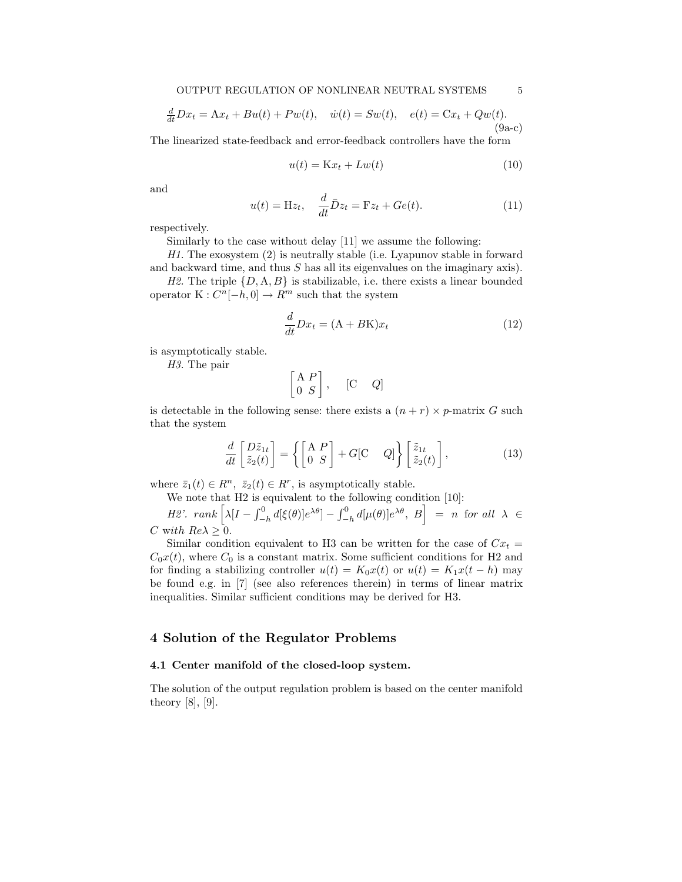$$\frac{d}{dt}Dx_t = \mathrm{A}x_t + Bu(t) + Pw(t), \quad \dot{w}(t) = Sw(t), \quad e(t) = \mathrm{C}x_t + Qw(t). \tag{9a-c}$$

The linearized state-feedback and error-feedback controllers have the form

$$u(t) = \mathrm{K}x_t + Lw(t) \tag{10}$$

and

$$u(t) = \mathrm{H}z_t, \quad \frac{d}{dt}\bar{D}z_t = \mathrm{F}z_t + Ge(t). \tag{11}$$

respectively.

Similarly to the case without delay [11] we assume the following:

*H1.* The exosystem (2) is neutrally stable (i.e. Lyapunov stable in forward and backward time, and thus $S$ has all its eigenvalues on the imaginary axis).

*H2.* The triple $\{D, \mathrm{A}, B\}$ is stabilizable, i.e. there exists a linear bounded operator $\mathrm{K} : C^n[-h, 0] \to R^m$ such that the system

$$\frac{d}{dt}Dx_t = (\mathrm{A} + B\mathrm{K})x_t \tag{12}$$

is asymptotically stable.

*H3.* The pair

$$\begin{bmatrix} \mathrm{A} & P \\ 0 & S \end{bmatrix}, \qquad [\mathrm{C} \quad Q]$$

is detectable in the following sense: there exists a $(n + r) \times p$-matrix $G$ such that the system

$$\frac{d}{dt}\begin{bmatrix} D\tilde{z}_{1t} \\ \tilde{z}_2(t) \end{bmatrix} = \left\{ \begin{bmatrix} \mathrm{A} & P \\ 0 & S \end{bmatrix} + G[\mathrm{C} \quad Q] \right\} \begin{bmatrix} \tilde{z}_{1t} \\ \tilde{z}_2(t) \end{bmatrix}, \tag{13}$$

where $\bar{z}_1(t) \in R^n, \ \bar{z}_2(t) \in R^r$, is asymptotically stable.

We note that H2 is equivalent to the following condition [10]:

*H2'.* $rank \left[ \lambda[I - \int_{-h}^{0} d[\xi(\theta)]e^{\lambda\theta}] - \int_{-h}^{0} d[\mu(\theta)]e^{\lambda\theta}, \ B \right] = n$ *for all* $\lambda \in C$ *with* $Re\lambda \geq 0$.

Similar condition equivalent to H3 can be written for the case of $\mathrm{C}x_t = C_0x(t)$, where $C_0$ is a constant matrix. Some sufficient conditions for H2 and for finding a stabilizing controller $u(t) = K_0x(t)$ or $u(t) = K_1x(t - h)$ may be found e.g. in [7] (see also references therein) in terms of linear matrix inequalities. Similar sufficient conditions may be derived for H3.

## 4 Solution of the Regulator Problems

### 4.1 Center manifold of the closed-loop system.

The solution of the output regulation problem is based on the center manifold theory [8], [9].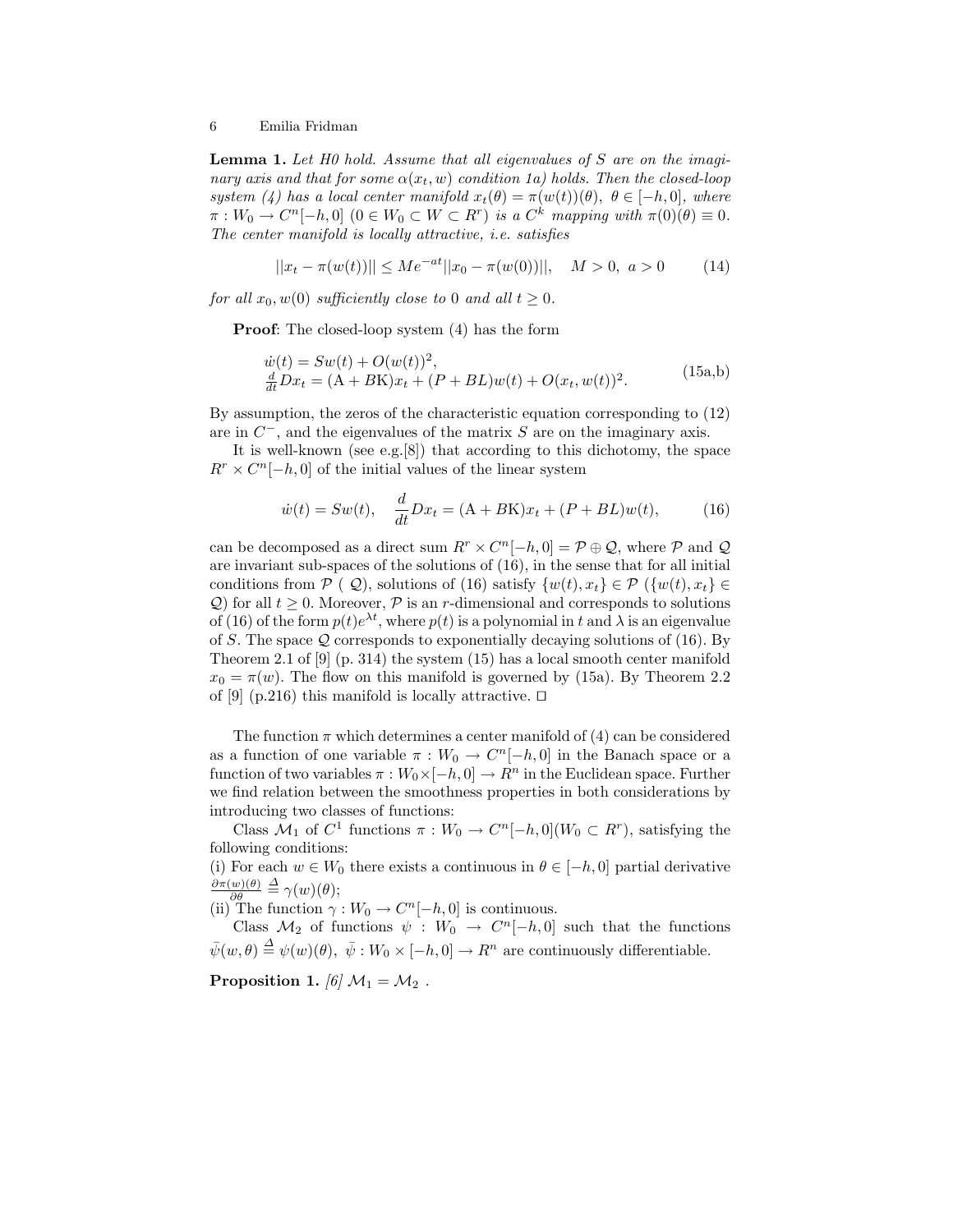**Lemma 1.** *Let H0 hold. Assume that all eigenvalues of $S$ are on the imaginary axis and that for some $\alpha(x_t, w)$ condition 1a) holds. Then the closed-loop system (4) has a local center manifold $x_t(\theta) = \pi(w(t))(\theta),\ \theta \in [-h, 0]$, where $\pi : W_0 \to C^n[-h, 0]$ $(0 \in W_0 \subset W \subset R^r)$ is a $C^k$ mapping with $\pi(0)(\theta) \equiv 0$. The center manifold is locally attractive, i.e. satisfies*

$$||x_t - \pi(w(t))|| \leq Me^{-at}||x_0 - \pi(w(0))||, \quad M > 0,\ a > 0 \tag{14}$$

*for all $x_0, w(0)$ sufficiently close to 0 and all $t \geq 0$.*

**Proof**: The closed-loop system (4) has the form

$$\begin{aligned} &\dot{w}(t) = Sw(t) + O(w(t))^2, \\ &\tfrac{d}{dt}Dx_t = (\mathrm{A} + B\mathrm{K})x_t + (P + BL)w(t) + O(x_t, w(t))^2. \end{aligned} \tag{15a,b}$$

By assumption, the zeros of the characteristic equation corresponding to (12) are in $C^-$, and the eigenvalues of the matrix $S$ are on the imaginary axis.

It is well-known (see e.g.[8]) that according to this dichotomy, the space $R^r \times C^n[-h, 0]$ of the initial values of the linear system

$$\dot{w}(t) = Sw(t), \quad \frac{d}{dt}Dx_t = (\mathrm{A} + B\mathrm{K})x_t + (P + BL)w(t), \tag{16}$$

can be decomposed as a direct sum $R^r \times C^n[-h, 0] = \mathcal{P} \oplus \mathcal{Q}$, where $\mathcal{P}$ and $\mathcal{Q}$ are invariant sub-spaces of the solutions of (16), in the sense that for all initial conditions from $\mathcal{P}$ ( $\mathcal{Q}$), solutions of (16) satisfy $\{w(t), x_t\} \in \mathcal{P}$ ($\{w(t), x_t\} \in \mathcal{Q}$) for all $t \geq 0$. Moreover, $\mathcal{P}$ is an $r$-dimensional and corresponds to solutions of (16) of the form $p(t)e^{\lambda t}$, where $p(t)$ is a polynomial in $t$ and $\lambda$ is an eigenvalue of $S$. The space $\mathcal{Q}$ corresponds to exponentially decaying solutions of (16). By Theorem 2.1 of [9] (p. 314) the system (15) has a local smooth center manifold $x_0 = \pi(w)$. The flow on this manifold is governed by (15a). By Theorem 2.2 of [9] (p.216) this manifold is locally attractive. □

The function $\pi$ which determines a center manifold of (4) can be considered as a function of one variable $\pi : W_0 \to C^n[-h, 0]$ in the Banach space or a function of two variables $\pi : W_0 \times [-h, 0] \to R^n$ in the Euclidean space. Further we find relation between the smoothness properties in both considerations by introducing two classes of functions:

Class $\mathcal{M}_1$ of $C^1$ functions $\pi : W_0 \to C^n[-h, 0] (W_0 \subset R^r)$, satisfying the following conditions:
(i) For each $w \in W_0$ there exists a continuous in $\theta \in [-h, 0]$ partial derivative $\frac{\partial \pi(w)(\theta)}{\partial \theta} \stackrel{\Delta}{=} \gamma(w)(\theta)$;
(ii) The function $\gamma : W_0 \to C^n[-h, 0]$ is continuous.

Class $\mathcal{M}_2$ of functions $\psi : W_0 \to C^n[-h, 0]$ such that the functions $\bar{\psi}(w, \theta) \stackrel{\Delta}{=} \psi(w)(\theta),\ \bar{\psi} : W_0 \times [-h, 0] \to R^n$ are continuously differentiable.

**Proposition 1.** *[6] $\mathcal{M}_1 = \mathcal{M}_2$ .*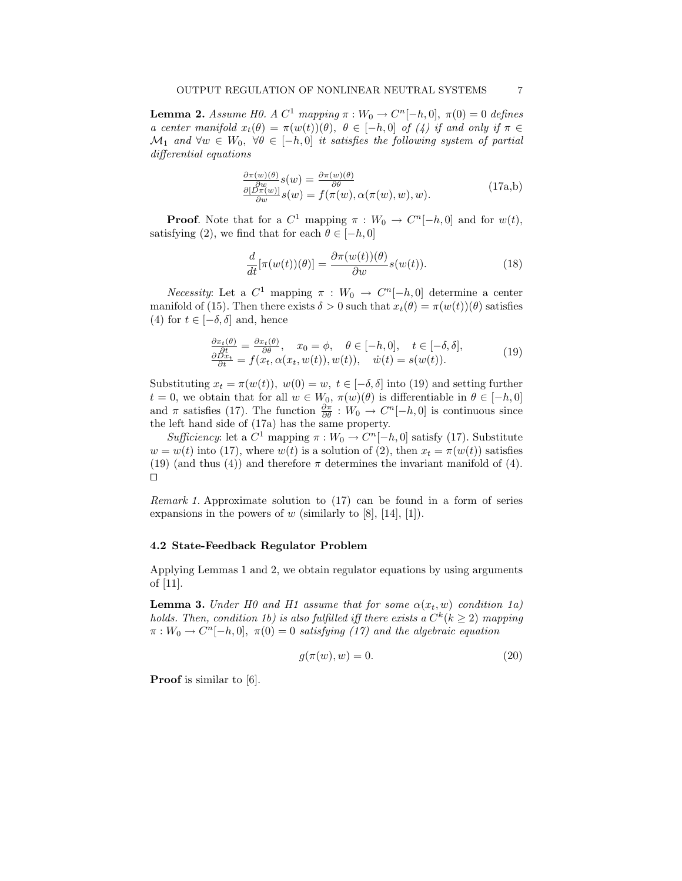**Lemma 2.** *Assume H0. A $C^1$ mapping $\pi : W_0 \to C^n[-h, 0]$, $\pi(0) = 0$ defines a center manifold $x_t(\theta) = \pi(w(t))(\theta)$, $\theta \in [-h, 0]$ of (4) if and only if $\pi \in \mathcal{M}_1$ and $\forall w \in W_0$, $\forall \theta \in [-h, 0]$ it satisfies the following system of partial differential equations*

$$\begin{array}{l} \frac{\partial \pi(w)(\theta)}{\partial w} s(w) = \frac{\partial \pi(w)(\theta)}{\partial \theta} \\ \frac{\partial [D\pi(w)]}{\partial w} s(w) = f(\pi(w), \alpha(\pi(w), w), w). \end{array} \tag{17a,b}$$

**Proof**. Note that for a $C^1$ mapping $\pi : W_0 \to C^n[-h, 0]$ and for $w(t)$, satisfying (2), we find that for each $\theta \in [-h, 0]$

$$\frac{d}{dt}[\pi(w(t))(\theta)] = \frac{\partial \pi(w(t))(\theta)}{\partial w} s(w(t)). \tag{18}$$

*Necessity*: Let a $C^1$ mapping $\pi : W_0 \to C^n[-h, 0]$ determine a center manifold of (15). Then there exists $\delta > 0$ such that $x_t(\theta) = \pi(w(t))(\theta)$ satisfies (4) for $t \in [-\delta, \delta]$ and, hence

$$\begin{array}{l} \frac{\partial x_t(\theta)}{\partial t} = \frac{\partial x_t(\theta)}{\partial \theta}, \quad x_0 = \phi, \quad \theta \in [-h, 0], \quad t \in [-\delta, \delta], \\ \frac{\partial D x_t}{\partial t} = f(x_t, \alpha(x_t, w(t)), w(t)), \quad \dot{w}(t) = s(w(t)). \end{array} \tag{19}$$

Substituting $x_t = \pi(w(t))$, $w(0) = w$, $t \in [-\delta, \delta]$ into (19) and setting further $t = 0$, we obtain that for all $w \in W_0$, $\pi(w)(\theta)$ is differentiable in $\theta \in [-h, 0]$ and $\pi$ satisfies (17). The function $\frac{\partial \pi}{\partial \theta} : W_0 \to C^n[-h, 0]$ is continuous since the left hand side of (17a) has the same property.

*Sufficiency*: let a $C^1$ mapping $\pi : W_0 \to C^n[-h, 0]$ satisfy (17). Substitute $w = w(t)$ into (17), where $w(t)$ is a solution of (2), then $x_t = \pi(w(t))$ satisfies (19) (and thus (4)) and therefore $\pi$ determines the invariant manifold of (4). $\square$

*Remark 1.* Approximate solution to (17) can be found in a form of series expansions in the powers of $w$ (similarly to [8], [14], [1]).

### 4.2 State-Feedback Regulator Problem

Applying Lemmas 1 and 2, we obtain regulator equations by using arguments of [11].

**Lemma 3.** *Under H0 and H1 assume that for some $\alpha(x_t, w)$ condition 1a) holds. Then, condition 1b) is also fulfilled iff there exists a $C^k (k \geq 2)$ mapping $\pi : W_0 \to C^n[-h, 0]$, $\pi(0) = 0$ satisfying (17) and the algebraic equation*

$$g(\pi(w), w) = 0. \tag{20}$$

**Proof** is similar to [6].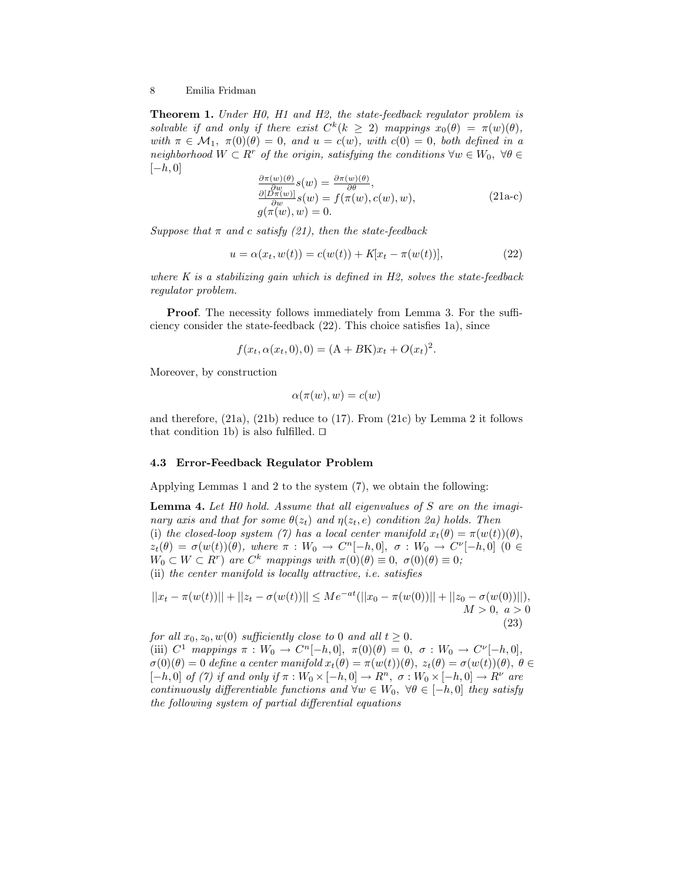**Theorem 1.** *Under H0, H1 and H2, the state-feedback regulator problem is solvable if and only if there exist $C^k (k \geq 2)$ mappings $x_0(\theta) = \pi(w)(\theta)$, with $\pi \in \mathcal{M}_1$, $\pi(0)(\theta) = 0$, and $u = c(w)$, with $c(0) = 0$, both defined in a neighborhood $W \subset R^r$ of the origin, satisfying the conditions $\forall w \in W_0$, $\forall \theta \in [-h, 0]$*

$$
\begin{aligned}
&\tfrac{\partial \pi(w)(\theta)}{\partial w} s(w) = \tfrac{\partial \pi(w)(\theta)}{\partial \theta}, \\
&\tfrac{\partial [D\pi(w)]}{\partial w} s(w) = f(\pi(w), c(w), w), \\
&g(\pi(w), w) = 0.
\end{aligned}
\tag{21a-c}
$$

*Suppose that $\pi$ and $c$ satisfy (21), then the state-feedback*

$$
u = \alpha(x_t, w(t)) = c(w(t)) + K[x_t - \pi(w(t))], \tag{22}
$$

*where $K$ is a stabilizing gain which is defined in H2, solves the state-feedback regulator problem.*

**Proof**. The necessity follows immediately from Lemma 3. For the sufficiency consider the state-feedback (22). This choice satisfies 1a), since

$$
f(x_t, \alpha(x_t, 0), 0) = (\mathrm{A} + B\mathrm{K})x_t + O(x_t)^2.
$$

Moreover, by construction

$$
\alpha(\pi(w), w) = c(w)
$$

and therefore, (21a), (21b) reduce to (17). From (21c) by Lemma 2 it follows that condition 1b) is also fulfilled. □

### 4.3 Error-Feedback Regulator Problem

Applying Lemmas 1 and 2 to the system (7), we obtain the following:

**Lemma 4.** *Let H0 hold. Assume that all eigenvalues of $S$ are on the imaginary axis and that for some $\theta(z_t)$ and $\eta(z_t, e)$ condition 2a) holds. Then*
(i) *the closed-loop system (7) has a local center manifold $x_t(\theta) = \pi(w(t))(\theta)$, $z_t(\theta) = \sigma(w(t))(\theta)$, where $\pi : W_0 \to C^n[-h, 0]$, $\sigma : W_0 \to C^\nu[-h, 0]$ ($0 \in W_0 \subset W \subset R^r$) are $C^k$ mappings with $\pi(0)(\theta) \equiv 0$, $\sigma(0)(\theta) \equiv 0$;*
(ii) *the center manifold is locally attractive, i.e. satisfies*

$$
||x_t - \pi(w(t))|| + ||z_t - \sigma(w(t))|| \leq Me^{-at}(||x_0 - \pi(w(0))|| + ||z_0 - \sigma(w(0))||), \quad M > 0,\ a > 0 \tag{23}
$$

*for all $x_0, z_0, w(0)$ sufficiently close to $0$ and all $t \geq 0$.*
(iii) *$C^1$ mappings $\pi : W_0 \to C^n[-h, 0]$, $\pi(0)(\theta) = 0$, $\sigma : W_0 \to C^\nu[-h, 0]$, $\sigma(0)(\theta) = 0$ define a center manifold $x_t(\theta) = \pi(w(t))(\theta)$, $z_t(\theta) = \sigma(w(t))(\theta)$, $\theta \in [-h, 0]$ of (7) if and only if $\pi : W_0 \times [-h, 0] \to R^n$, $\sigma : W_0 \times [-h, 0] \to R^\nu$ are continuously differentiable functions and $\forall w \in W_0$, $\forall \theta \in [-h, 0]$ they satisfy the following system of partial differential equations*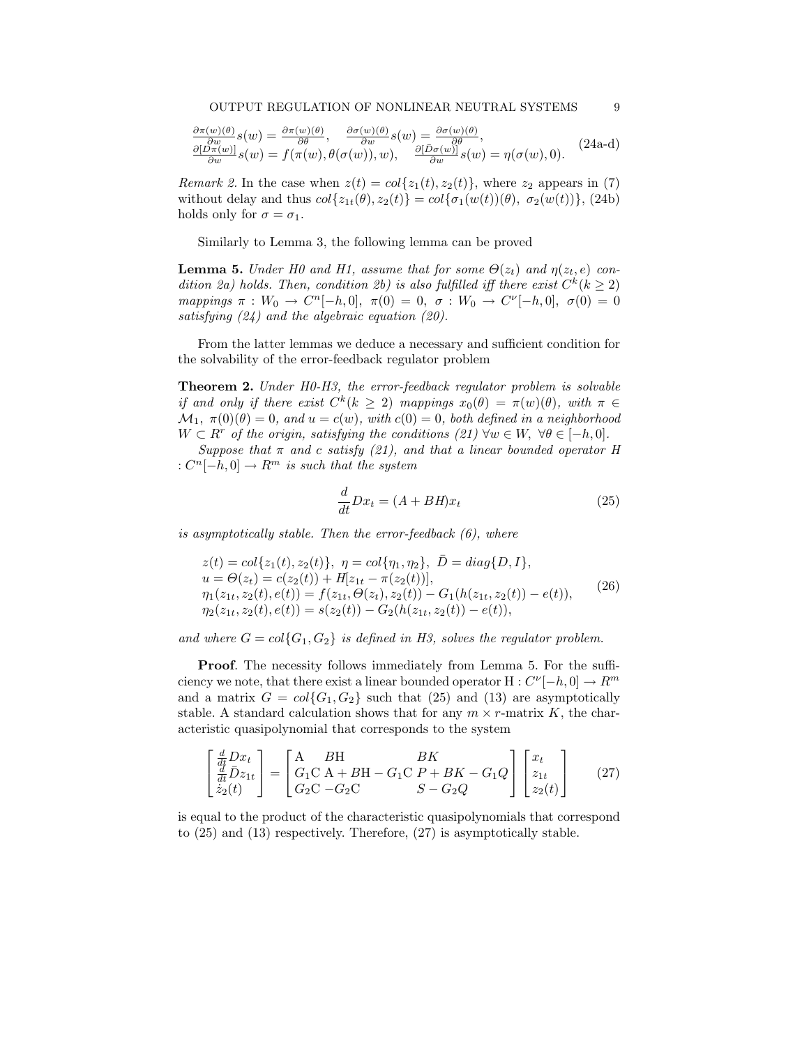$$
\begin{aligned}
&\frac{\partial \pi(w)(\theta)}{\partial w} s(w) = \frac{\partial \pi(w)(\theta)}{\partial \theta}, \quad \frac{\partial \sigma(w)(\theta)}{\partial w} s(w) = \frac{\partial \sigma(w)(\theta)}{\partial \theta}, \\
&\frac{\partial [D\pi(w)]}{\partial w} s(w) = f(\pi(w), \theta(\sigma(w)), w), \quad \frac{\partial [\bar{D}\sigma(w)]}{\partial w} s(w) = \eta(\sigma(w), 0).
\end{aligned} \tag{24a-d}
$$

*Remark 2.* In the case when $z(t) = col\{z_1(t), z_2(t)\}$, where $z_2$ appears in (7) without delay and thus $col\{z_{1t}(\theta), z_2(t)\} = col\{\sigma_1(w(t))(\theta),\ \sigma_2(w(t))\}$, (24b) holds only for $\sigma = \sigma_1$.

Similarly to Lemma 3, the following lemma can be proved

**Lemma 5.** *Under H0 and H1, assume that for some $\Theta(z_t)$ and $\eta(z_t, e)$ condition 2a) holds. Then, condition 2b) is also fulfilled iff there exist $C^k (k \geq 2)$ mappings $\pi : W_0 \to C^n[-h, 0],\ \pi(0) = 0,\ \sigma : W_0 \to C^\nu[-h, 0],\ \sigma(0) = 0$ satisfying (24) and the algebraic equation (20).*

From the latter lemmas we deduce a necessary and sufficient condition for the solvability of the error-feedback regulator problem

**Theorem 2.** *Under H0-H3, the error-feedback regulator problem is solvable if and only if there exist $C^k (k \geq 2)$ mappings $x_0(\theta) = \pi(w)(\theta)$, with $\pi \in \mathcal{M}_1$, $\pi(0)(\theta) = 0$, and $u = c(w)$, with $c(0) = 0$, both defined in a neighborhood $W \subset R^r$ of the origin, satisfying the conditions (21) $\forall w \in W$, $\forall \theta \in [-h, 0]$.*

*Suppose that $\pi$ and $c$ satisfy (21), and that a linear bounded operator $H : C^n[-h, 0] \to R^m$ is such that the system*

$$
\frac{d}{dt} D x_t = (A + BH) x_t \tag{25}
$$

*is asymptotically stable. Then the error-feedback (6), where*

$$
\begin{aligned}
&z(t) = col\{z_1(t), z_2(t)\},\ \eta = col\{\eta_1, \eta_2\},\ \bar{D} = diag\{D, I\}, \\
&u = \Theta(z_t) = c(z_2(t)) + H[z_{1t} - \pi(z_2(t))], \\
&\eta_1(z_{1t}, z_2(t), e(t)) = f(z_{1t}, \Theta(z_t), z_2(t)) - G_1(h(z_{1t}, z_2(t)) - e(t)), \\
&\eta_2(z_{1t}, z_2(t), e(t)) = s(z_2(t)) - G_2(h(z_{1t}, z_2(t)) - e(t)),
\end{aligned} \tag{26}
$$

*and where $G = col\{G_1, G_2\}$ is defined in H3, solves the regulator problem.*

**Proof**. The necessity follows immediately from Lemma 5. For the sufficiency we note, that there exist a linear bounded operator $\mathrm{H} : C^\nu[-h, 0] \to R^m$ and a matrix $G = col\{G_1, G_2\}$ such that (25) and (13) are asymptotically stable. A standard calculation shows that for any $m \times r$-matrix $K$, the characteristic quasipolynomial that corresponds to the system

$$
\begin{bmatrix} \frac{d}{dt} D x_t \\ \frac{d}{dt} \bar{D} z_{1t} \\ \dot{z}_2(t) \end{bmatrix} = \begin{bmatrix} \mathrm{A} & B\mathrm{H} & BK \\ G_1\mathrm{C} & \mathrm{A} + B\mathrm{H} - G_1\mathrm{C} & P + BK - G_1 Q \\ G_2\mathrm{C} & -G_2\mathrm{C} & S - G_2 Q \end{bmatrix} \begin{bmatrix} x_t \\ z_{1t} \\ z_2(t) \end{bmatrix} \tag{27}
$$

is equal to the product of the characteristic quasipolynomials that correspond to (25) and (13) respectively. Therefore, (27) is asymptotically stable.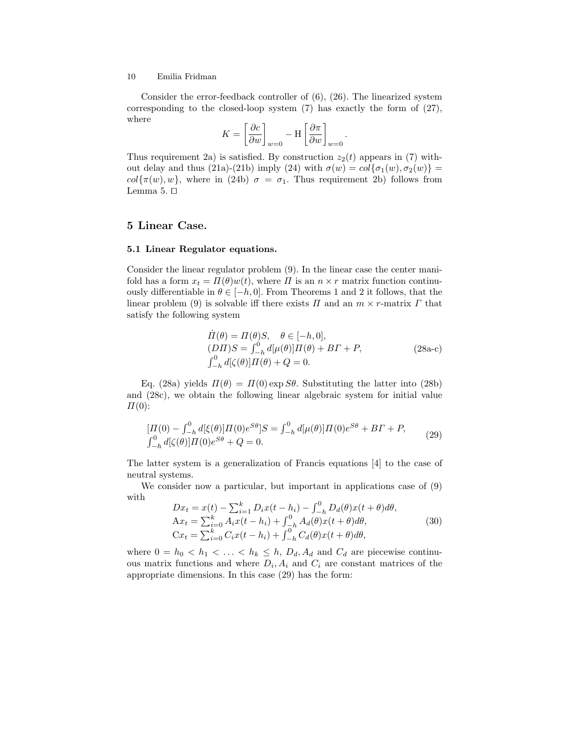Consider the error-feedback controller of (6), (26). The linearized system corresponding to the closed-loop system (7) has exactly the form of (27), where

$$K = \left[\frac{\partial c}{\partial w}\right]_{w=0} - \mathrm{H}\left[\frac{\partial \pi}{\partial w}\right]_{w=0}.$$

Thus requirement 2a) is satisfied. By construction $z_2(t)$ appears in (7) without delay and thus (21a)-(21b) imply (24) with $\sigma(w) = col\{\sigma_1(w), \sigma_2(w)\} = col\{\pi(w), w\}$, where in (24b) $\sigma = \sigma_1$. Thus requirement 2b) follows from Lemma 5. □

## 5 Linear Case.

### 5.1 Linear Regulator equations.

Consider the linear regulator problem (9). In the linear case the center manifold has a form $x_t = \Pi(\theta)w(t)$, where $\Pi$ is an $n \times r$ matrix function continuously differentiable in $\theta \in [-h, 0]$. From Theorems 1 and 2 it follows, that the linear problem (9) is solvable iff there exists $\Pi$ and an $m \times r$-matrix $\Gamma$ that satisfy the following system

$$\begin{array}{l}
\dot{\Pi}(\theta) = \Pi(\theta)S, \quad \theta \in [-h, 0], \\
(D\Pi)S = \int_{-h}^{0} d[\mu(\theta)]\Pi(\theta) + B\Gamma + P, \\
\int_{-h}^{0} d[\zeta(\theta)]\Pi(\theta) + Q = 0.
\end{array} \tag{28a-c}$$

Eq. (28a) yields $\Pi(\theta) = \Pi(0)\exp S\theta$. Substituting the latter into (28b) and (28c), we obtain the following linear algebraic system for initial value $\Pi(0)$:

$$\begin{array}{l}
[\Pi(0) - \int_{-h}^{0} d[\xi(\theta)]\Pi(0)e^{S\theta}]S = \int_{-h}^{0} d[\mu(\theta)]\Pi(0)e^{S\theta} + B\Gamma + P, \\
\int_{-h}^{0} d[\zeta(\theta)]\Pi(0)e^{S\theta} + Q = 0.
\end{array} \tag{29}$$

The latter system is a generalization of Francis equations [4] to the case of neutral systems.

We consider now a particular, but important in applications case of (9) with

$$\begin{array}{l}
Dx_t = x(t) - \sum_{i=1}^{k} D_i x(t - h_i) - \int_{-h}^{0} D_d(\theta)x(t+\theta)d\theta, \\
\mathrm{A}x_t = \sum_{i=0}^{k} A_i x(t - h_i) + \int_{-h}^{0} A_d(\theta)x(t+\theta)d\theta, \\
\mathrm{C}x_t = \sum_{i=0}^{k} C_i x(t - h_i) + \int_{-h}^{0} C_d(\theta)x(t+\theta)d\theta,
\end{array} \tag{30}$$

where $0 = h_0 < h_1 < \ldots < h_k \leq h$, $D_d, A_d$ and $C_d$ are piecewise continuous matrix functions and where $D_i, A_i$ and $C_i$ are constant matrices of the appropriate dimensions. In this case (29) has the form: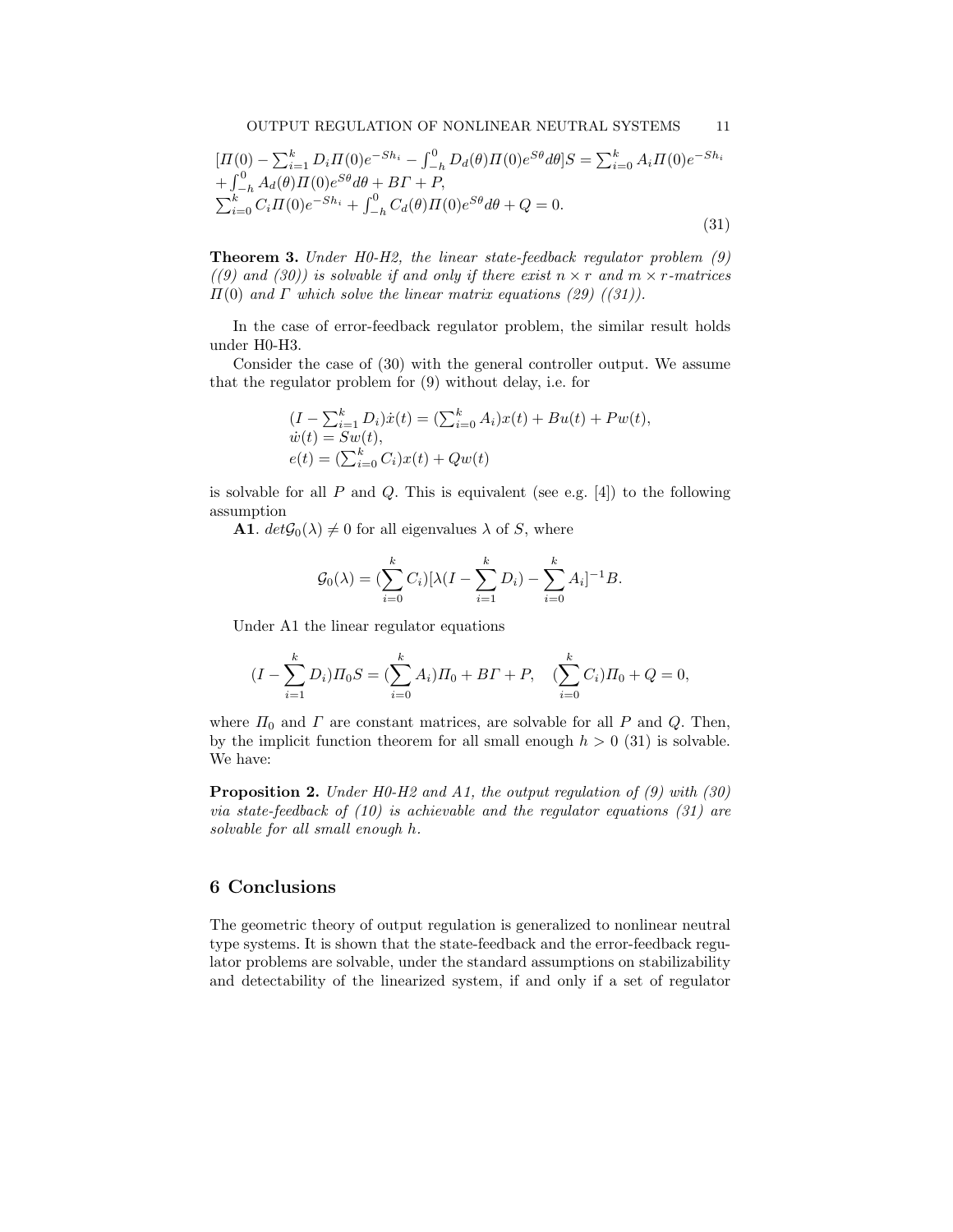$$
\begin{aligned}
&[\Pi(0) - \textstyle\sum_{i=1}^{k} D_i \Pi(0) e^{-Sh_i} - \int_{-h}^{0} D_d(\theta)\Pi(0) e^{S\theta} d\theta] S = \sum_{i=0}^{k} A_i \Pi(0) e^{-Sh_i} \\
&+ \textstyle\int_{-h}^{0} A_d(\theta)\Pi(0) e^{S\theta} d\theta + B\Gamma + P, \\
&\textstyle\sum_{i=0}^{k} C_i \Pi(0) e^{-Sh_i} + \int_{-h}^{0} C_d(\theta)\Pi(0) e^{S\theta} d\theta + Q = 0.
\end{aligned}
\tag{31}
$$

**Theorem 3.** *Under H0-H2, the linear state-feedback regulator problem (9) ((9) and (30)) is solvable if and only if there exist $n \times r$ and $m \times r$-matrices $\Pi(0)$ and $\Gamma$ which solve the linear matrix equations (29) ((31)).*

In the case of error-feedback regulator problem, the similar result holds under H0-H3.

Consider the case of (30) with the general controller output. We assume that the regulator problem for (9) without delay, i.e. for

$$
\begin{aligned}
&(I - \textstyle\sum_{i=1}^{k} D_i)\dot{x}(t) = (\sum_{i=0}^{k} A_i) x(t) + Bu(t) + Pw(t), \\
&\dot{w}(t) = Sw(t), \\
&e(t) = (\textstyle\sum_{i=0}^{k} C_i) x(t) + Qw(t)
\end{aligned}
$$

is solvable for all $P$ and $Q$. This is equivalent (see e.g. [4]) to the following assumption

**A1**. $det\mathcal{G}_0(\lambda) \neq 0$ for all eigenvalues $\lambda$ of $S$, where

$$
\mathcal{G}_0(\lambda) = (\sum_{i=0}^{k} C_i)[\lambda(I - \sum_{i=1}^{k} D_i) - \sum_{i=0}^{k} A_i]^{-1} B.
$$

Under A1 the linear regulator equations

$$
(I - \sum_{i=1}^{k} D_i)\Pi_0 S = (\sum_{i=0}^{k} A_i)\Pi_0 + B\Gamma + P, \quad (\sum_{i=0}^{k} C_i)\Pi_0 + Q = 0,
$$

where $\Pi_0$ and $\Gamma$ are constant matrices, are solvable for all $P$ and $Q$. Then, by the implicit function theorem for all small enough $h > 0$ (31) is solvable. We have:

**Proposition 2.** *Under H0-H2 and A1, the output regulation of (9) with (30) via state-feedback of (10) is achievable and the regulator equations (31) are solvable for all small enough $h$.*

## 6 Conclusions

The geometric theory of output regulation is generalized to nonlinear neutral type systems. It is shown that the state-feedback and the error-feedback regulator problems are solvable, under the standard assumptions on stabilizability and detectability of the linearized system, if and only if a set of regulator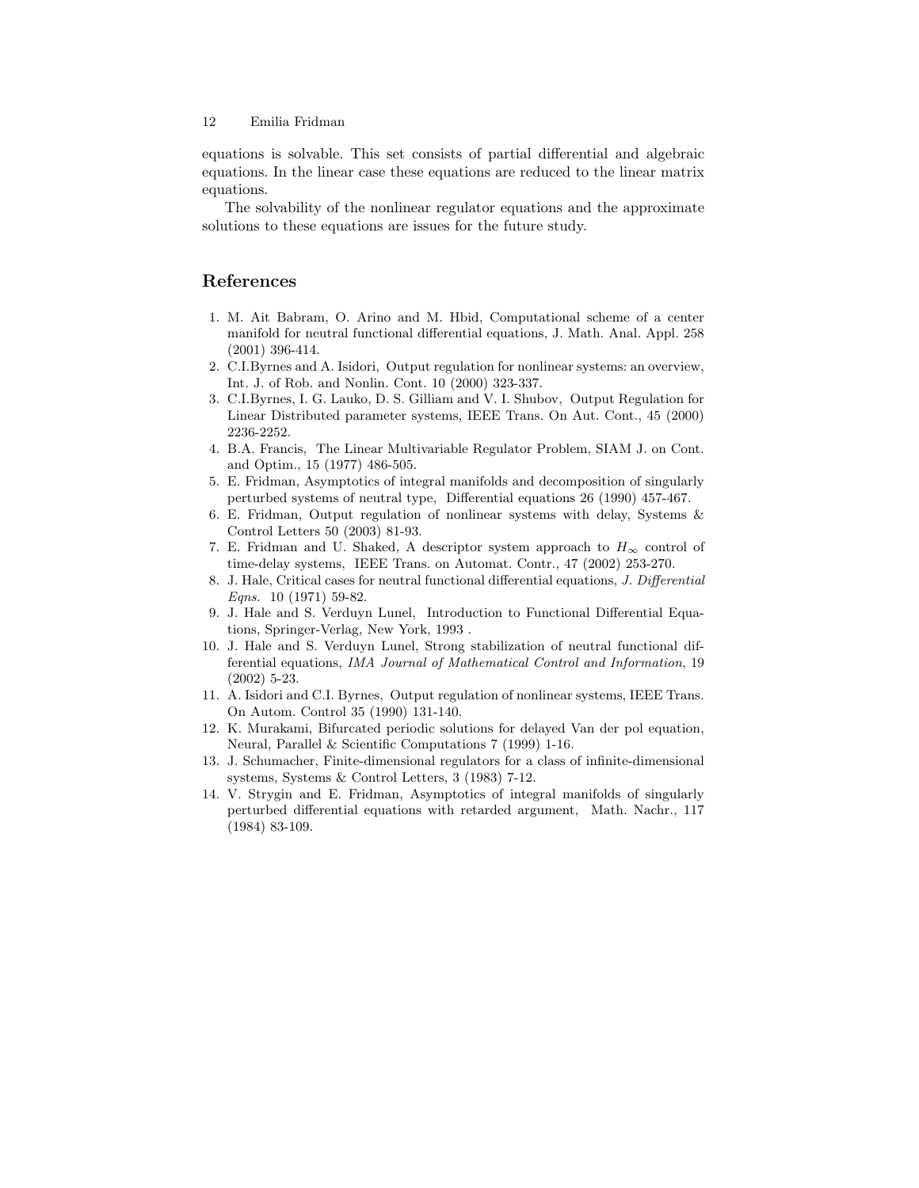equations is solvable. This set consists of partial differential and algebraic equations. In the linear case these equations are reduced to the linear matrix equations.

The solvability of the nonlinear regulator equations and the approximate solutions to these equations are issues for the future study.

## References

1. M. Ait Babram, O. Arino and M. Hbid, Computational scheme of a center manifold for neutral functional differential equations, J. Math. Anal. Appl. 258 (2001) 396-414.
2. C.I.Byrnes and A. Isidori, Output regulation for nonlinear systems: an overview, Int. J. of Rob. and Nonlin. Cont. 10 (2000) 323-337.
3. C.I.Byrnes, I. G. Lauko, D. S. Gilliam and V. I. Shubov, Output Regulation for Linear Distributed parameter systems, IEEE Trans. On Aut. Cont., 45 (2000) 2236-2252.
4. B.A. Francis, The Linear Multivariable Regulator Problem, SIAM J. on Cont. and Optim., 15 (1977) 486-505.
5. E. Fridman, Asymptotics of integral manifolds and decomposition of singularly perturbed systems of neutral type, Differential equations 26 (1990) 457-467.
6. E. Fridman, Output regulation of nonlinear systems with delay, Systems & Control Letters 50 (2003) 81-93.
7. E. Fridman and U. Shaked, A descriptor system approach to $H_\infty$ control of time-delay systems, IEEE Trans. on Automat. Contr., 47 (2002) 253-270.
8. J. Hale, Critical cases for neutral functional differential equations, *J. Differential Eqns.* 10 (1971) 59-82.
9. J. Hale and S. Verduyn Lunel, Introduction to Functional Differential Equations, Springer-Verlag, New York, 1993 .
10. J. Hale and S. Verduyn Lunel, Strong stabilization of neutral functional differential equations, *IMA Journal of Mathematical Control and Information*, 19 (2002) 5-23.
11. A. Isidori and C.I. Byrnes, Output regulation of nonlinear systems, IEEE Trans. On Autom. Control 35 (1990) 131-140.
12. K. Murakami, Bifurcated periodic solutions for delayed Van der pol equation, Neural, Parallel & Scientific Computations 7 (1999) 1-16.
13. J. Schumacher, Finite-dimensional regulators for a class of infinite-dimensional systems, Systems & Control Letters, 3 (1983) 7-12.
14. V. Strygin and E. Fridman, Asymptotics of integral manifolds of singularly perturbed differential equations with retarded argument, Math. Nachr., 117 (1984) 83-109.